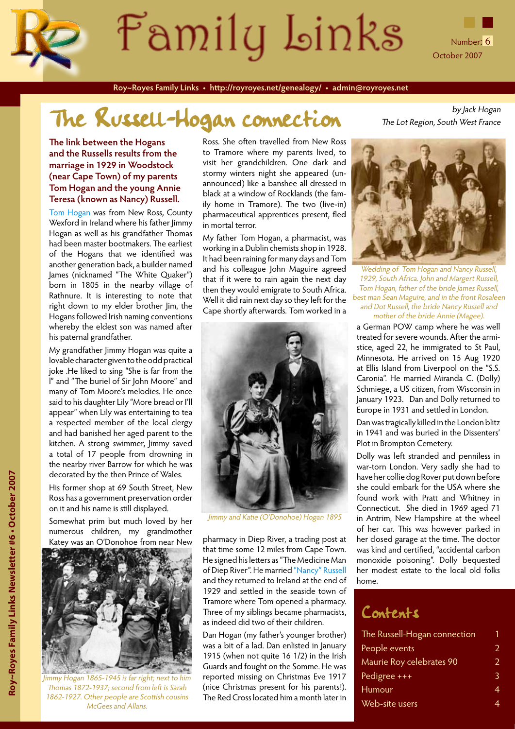# Family Links

Number: 6
October 2007

Roy~Royes Family Links • http://royroyes.net/genealogy/ • admin@royroyes.net

## The Russell-Hogan connection

*by Jack Hogan*
*The Lot Region, South West France*

**The link between the Hogans and the Russells results from the marriage in 1929 in Woodstock (near Cape Town) of my parents Tom Hogan and the young Annie Teresa (known as Nancy) Russell.**

Tom Hogan was from New Ross, County Wexford in Ireland where his father Jimmy Hogan as well as his grandfather Thomas had been master bootmakers. The earliest of the Hogans that we identified was another generation back, a builder named James (nicknamed "The White Quaker") born in 1805 in the nearby village of Rathnure. It is interesting to note that right down to my elder brother Jim, the Hogans followed Irish naming conventions whereby the eldest son was named after his paternal grandfather.

My grandfather Jimmy Hogan was quite a lovable character given to the odd practical joke .He liked to sing "She is far from the l" and "The buriel of Sir John Moore" and many of Tom Moore's melodies. He once said to his daughter Lily "More bread or I'll appear" when Lily was entertaining to tea a respected member of the local clergy and had banished her aged parent to the kitchen. A strong swimmer, Jimmy saved a total of 17 people from drowning in the nearby river Barrow for which he was decorated by the then Prince of Wales.

His former shop at 69 South Street, New Ross has a government preservation order on it and his name is still displayed.

Somewhat prim but much loved by her numerous children, my grandmother Katey was an O'Donohoe from near New Ross. She often travelled from New Ross to Tramore where my parents lived, to visit her grandchildren. One dark and stormy winters night she appeared (unannounced) like a banshee all dressed in black at a window of Rocklands (the family home in Tramore). The two (live-in) pharmaceutical apprentices present, fled in mortal terror.

*Jimmy Hogan 1865-1945 is far right; next to him Thomas 1872-1937; second from left is Sarah 1862-1927. Other people are Scottish cousins McGees and Allans.*

My father Tom Hogan, a pharmacist, was working in a Dublin chemists shop in 1928. It had been raining for many days and Tom and his colleague John Maguire agreed that if it were to rain again the next day then they would emigrate to South Africa. Well it did rain next day so they left for the Cape shortly afterwards. Tom worked in a pharmacy in Diep River, a trading post at that time some 12 miles from Cape Town. He signed his letters as "The Medicine Man of Diep River". He married "Nancy" Russell and they returned to Ireland at the end of 1929 and settled in the seaside town of Tramore where Tom opened a pharmacy. Three of my siblings became pharmacists, as indeed did two of their children.

*Jimmy and Katie (O'Donohoe) Hogan 1895*

Dan Hogan (my father's younger brother) was a bit of a lad. Dan enlisted in January 1915 (when not quite 16 1/2) in the Irish Guards and fought on the Somme. He was reported missing on Christmas Eve 1917 (nice Christmas present for his parents!). The Red Cross located him a month later in a German POW camp where he was well treated for severe wounds. After the armistice, aged 22, he immigrated to St Paul, Minnesota. He arrived on 15 Aug 1920 at Ellis Island from Liverpool on the "S.S. Caronia". He married Miranda C. (Dolly) Schmiege, a US citizen, from Wisconsin in January 1923. Dan and Dolly returned to Europe in 1931 and settled in London.

*Wedding of Tom Hogan and Nancy Russell, 1929, South Africa. John and Margert Russell, Tom Hogan, father of the bride James Russell, best man Sean Maguire, and in the front Rosaleen and Dot Russell, the bride Nancy Russell and mother of the bride Annie (Magee).*

Dan was tragically killed in the London blitz in 1941 and was buried in the Dissenters' Plot in Brompton Cemetery.

Dolly was left stranded and penniless in war-torn London. Very sadly she had to have her collie dog Rover put down before she could embark for the USA where she found work with Pratt and Whitney in Connecticut. She died in 1969 aged 71 in Antrim, New Hampshire at the wheel of her car. This was however parked in her closed garage at the time. The doctor was kind and certified, "accidental carbon monoxide poisoning". Dolly bequested her modest estate to the local old folks home.

## Contents

| | |
|---|---|
| The Russell-Hogan connection | 1 |
| People events | 2 |
| Maurie Roy celebrates 90 | 2 |
| Pedigree +++ | 3 |
| Humour | 4 |
| Web-site users | 4 |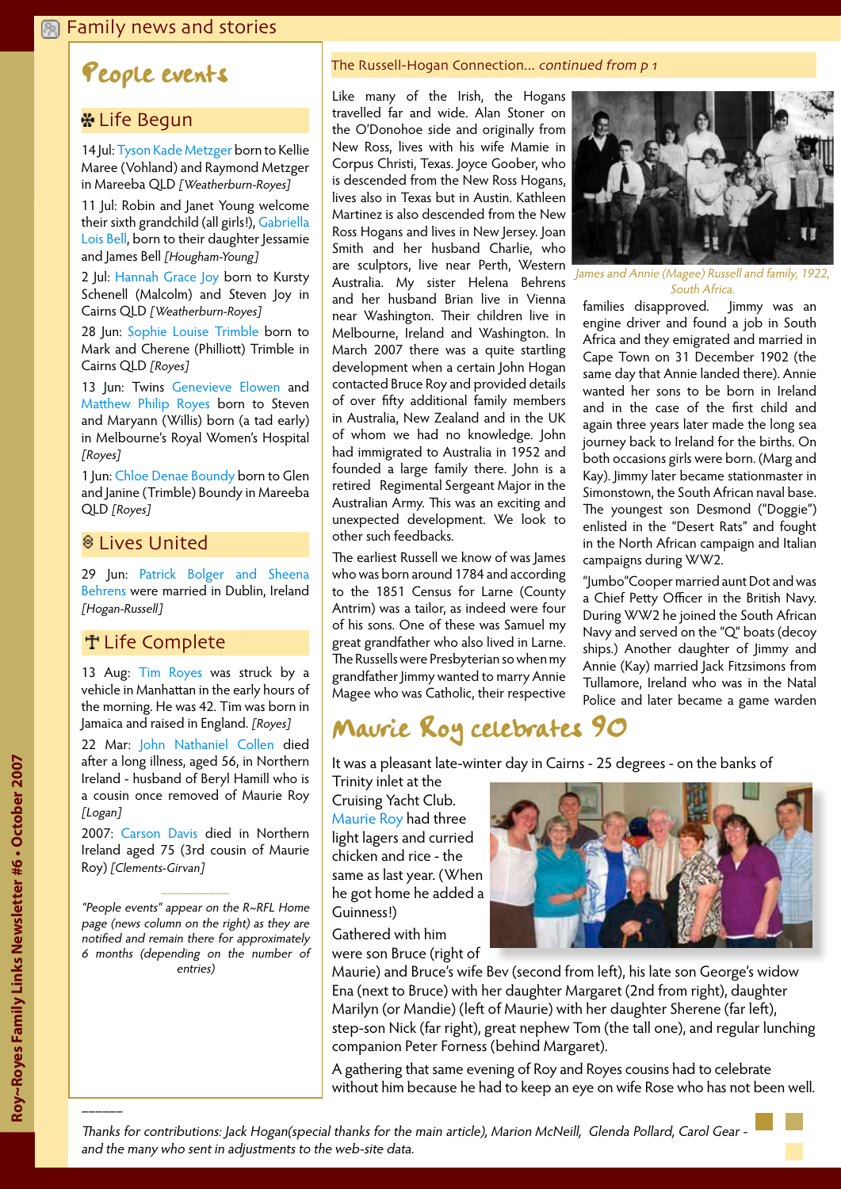# People events

## Life Begun

14 Jul: Tyson Kade Metzger born to Kellie Maree (Vohland) and Raymond Metzger in Mareeba QLD *[Weatherburn-Royes]*

11 Jul: Robin and Janet Young welcome their sixth grandchild (all girls!), Gabriella Lois Bell, born to their daughter Jessamie and James Bell *[Hougham-Young]*

2 Jul: Hannah Grace Joy born to Kursty Schenell (Malcolm) and Steven Joy in Cairns QLD *[Weatherburn-Royes]*

28 Jun: Sophie Louise Trimble born to Mark and Cherene (Philliott) Trimble in Cairns QLD *[Royes]*

13 Jun: Twins Genevieve Elowen and Matthew Philip Royes born to Steven and Maryann (Willis) born (a tad early) in Melbourne's Royal Women's Hospital *[Royes]*

1 Jun: Chloe Denae Boundy born to Glen and Janine (Trimble) Boundy in Mareeba QLD *[Royes]*

## Lives United

29 Jun: Patrick Bolger and Sheena Behrens were married in Dublin, Ireland *[Hogan-Russell]*

## Life Complete

13 Aug: Tim Royes was struck by a vehicle in Manhattan in the early hours of the morning. He was 42. Tim was born in Jamaica and raised in England. *[Royes]*

22 Mar: John Nathaniel Collen died after a long illness, aged 56, in Northern Ireland - husband of Beryl Hamill who is a cousin once removed of Maurie Roy *[Logan]*

2007: Carson Davis died in Northern Ireland aged 75 (3rd cousin of Maurie Roy) *[Clements-Girvan]*

*"People events" appear on the R~RFL Home page (news column on the right) as they are notified and remain there for approximately 6 months (depending on the number of entries)*

## The Russell-Hogan Connection... *continued from p 1*

Like many of the Irish, the Hogans travelled far and wide. Alan Stoner on the O'Donohoe side and originally from New Ross, lives with his wife Mamie in Corpus Christi, Texas. Joyce Goober, who is descended from the New Ross Hogans, lives also in Texas but in Austin. Kathleen Martinez is also descended from the New Ross Hogans and lives in New Jersey. Joan Smith and her husband Charlie, who are sculptors, live near Perth, Western Australia. My sister Helena Behrens and her husband Brian live in Vienna near Washington. Their children live in Melbourne, Ireland and Washington. In March 2007 there was a quite startling development when a certain John Hogan contacted Bruce Roy and provided details of over fifty additional family members in Australia, New Zealand and in the UK of whom we had no knowledge. John had immigrated to Australia in 1952 and founded a large family there. John is a retired Regimental Sergeant Major in the Australian Army. This was an exciting and unexpected development. We look to other such feedbacks.

The earliest Russell we know of was James who was born around 1784 and according to the 1851 Census for Larne (County Antrim) was a tailor, as indeed were four of his sons. One of these was Samuel my great grandfather who also lived in Larne. The Russells were Presbyterian so when my grandfather Jimmy wanted to marry Annie Magee who was Catholic, their respective families disapproved. Jimmy was an engine driver and found a job in South Africa and they emigrated and married in Cape Town on 31 December 1902 (the same day that Annie landed there). Annie wanted her sons to be born in Ireland and in the case of the first child and again three years later made the long sea journey back to Ireland for the births. On both occasions girls were born. (Marg and Kay). Jimmy later became stationmaster in Simonstown, the South African naval base. The youngest son Desmond ("Doggie") enlisted in the "Desert Rats" and fought in the North African campaign and Italian campaigns during WW2.

*James and Annie (Magee) Russell and family, 1922, South Africa.*

"Jumbo"Cooper married aunt Dot and was a Chief Petty Officer in the British Navy. During WW2 he joined the South African Navy and served on the "Q" boats (decoy ships.) Another daughter of Jimmy and Annie (Kay) married Jack Fitzsimons from Tullamore, Ireland who was in the Natal Police and later became a game warden

# Maurie Roy celebrates 90

It was a pleasant late-winter day in Cairns - 25 degrees - on the banks of Trinity inlet at the Cruising Yacht Club. Maurie Roy had three light lagers and curried chicken and rice - the same as last year. (When he got home he added a Guinness!)

Gathered with him were son Bruce (right of Maurie) and Bruce's wife Bev (second from left), his late son George's widow Ena (next to Bruce) with her daughter Margaret (2nd from right), daughter Marilyn (or Mandie) (left of Maurie) with her daughter Sherene (far left), step-son Nick (far right), great nephew Tom (the tall one), and regular lunching companion Peter Forness (behind Margaret).

A gathering that same evening of Roy and Royes cousins had to celebrate without him because he had to keep an eye on wife Rose who has not been well.

*Thanks for contributions: Jack Hogan(special thanks for the main article), Marion McNeill, Glenda Pollard, Carol Gear - and the many who sent in adjustments to the web-site data.*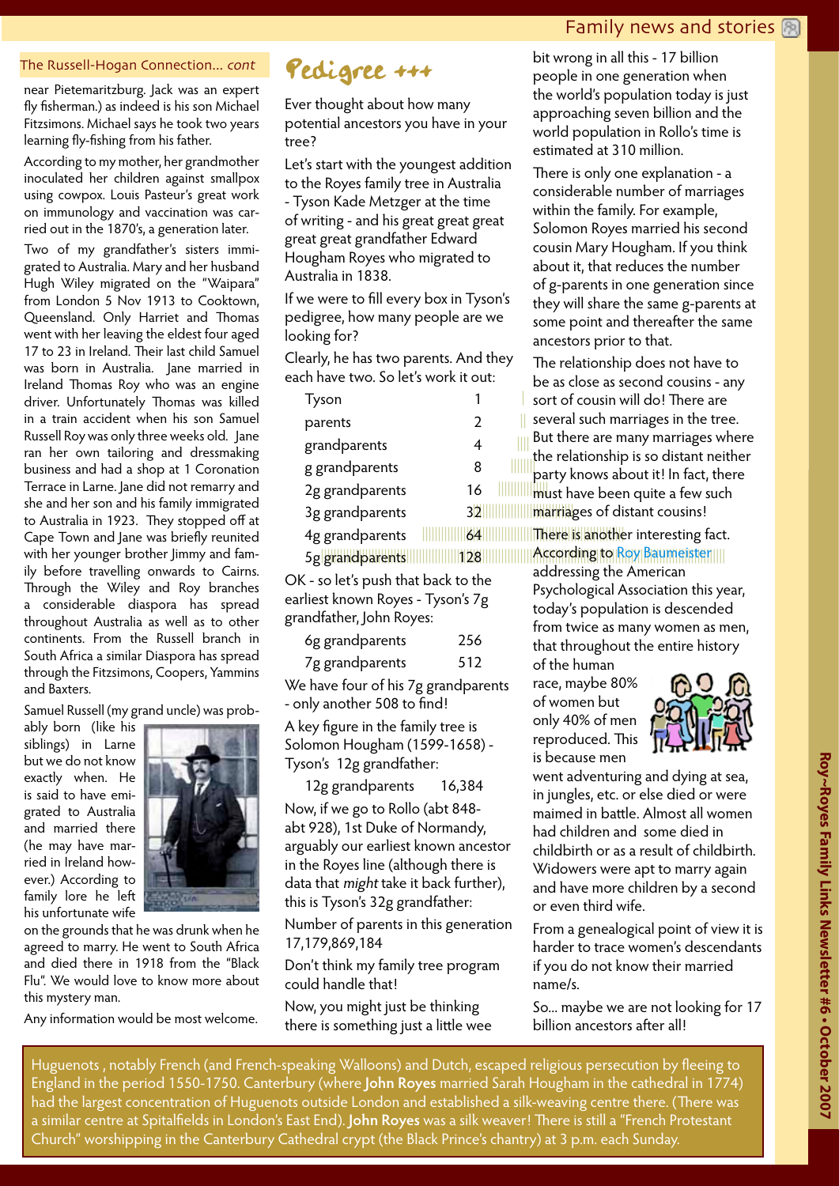## The Russell-Hogan Connection... *cont*

near Pietemaritzburg. Jack was an expert fly fisherman.) as indeed is his son Michael Fitzsimons. Michael says he took two years learning fly-fishing from his father.

According to my mother, her grandmother inoculated her children against smallpox using cowpox. Louis Pasteur's great work on immunology and vaccination was carried out in the 1870's, a generation later.

Two of my grandfather's sisters immigrated to Australia. Mary and her husband Hugh Wiley migrated on the "Waipara" from London 5 Nov 1913 to Cooktown, Queensland. Only Harriet and Thomas went with her leaving the eldest four aged 17 to 23 in Ireland. Their last child Samuel was born in Australia. Jane married in Ireland Thomas Roy who was an engine driver. Unfortunately Thomas was killed in a train accident when his son Samuel Russell Roy was only three weeks old. Jane ran her own tailoring and dressmaking business and had a shop at 1 Coronation Terrace in Larne. Jane did not remarry and she and her son and his family immigrated to Australia in 1923. They stopped off at Cape Town and Jane was briefly reunited with her younger brother Jimmy and family before travelling onwards to Cairns. Through the Wiley and Roy branches a considerable diaspora has spread throughout Australia as well as to other continents. From the Russell branch in South Africa a similar Diaspora has spread through the Fitzsimons, Coopers, Yammins and Baxters.

Samuel Russell (my grand uncle) was probably born (like his siblings) in Larne but we do not know exactly when. He is said to have emigrated to Australia and married there (he may have married in Ireland however.) According to family lore he left his unfortunate wife on the grounds that he was drunk when he agreed to marry. He went to South Africa and died there in 1918 from the "Black Flu". We would love to know more about this mystery man.

Any information would be most welcome.

## Pedigree +++

Ever thought about how many potential ancestors you have in your tree?

Let's start with the youngest addition to the Royes family tree in Australia - Tyson Kade Metzger at the time of writing - and his great great great great great grandfather Edward Hougham Royes who migrated to Australia in 1838.

If we were to fill every box in Tyson's pedigree, how many people are we looking for?

Clearly, he has two parents. And they each have two. So let's work it out:

| | |
|---|---|
| Tyson | 1 |
| parents | 2 |
| grandparents | 4 |
| g grandparents | 8 |
| 2g grandparents | 16 |
| 3g grandparents | 32 |
| 4g grandparents | 64 |
| 5g grandparents | 128 |

OK - so let's push that back to the earliest known Royes - Tyson's 7g grandfather, John Royes:

| | |
|---|---|
| 6g grandparents | 256 |
| 7g grandparents | 512 |

We have four of his 7g grandparents - only another 508 to find!

A key figure in the family tree is Solomon Hougham (1599-1658) - Tyson's 12g grandfather:

| | |
|---|---|
| 12g grandparents | 16,384 |

Now, if we go to Rollo (abt 848-abt 928), 1st Duke of Normandy, arguably our earliest known ancestor in the Royes line (although there is data that *might* take it back further), this is Tyson's 32g grandfather:

Number of parents in this generation 17,179,869,184

Don't think my family tree program could handle that!

Now, you might just be thinking there is something just a little wee bit wrong in all this - 17 billion people in one generation when the world's population today is just approaching seven billion and the world population in Rollo's time is estimated at 310 million.

There is only one explanation - a considerable number of marriages within the family. For example, Solomon Royes married his second cousin Mary Hougham. If you think about it, that reduces the number of g-parents in one generation since they will share the same g-parents at some point and thereafter the same ancestors prior to that.

The relationship does not have to be as close as second cousins - any sort of cousin will do! There are several such marriages in the tree. But there are many marriages where the relationship is so distant neither party knows about it! In fact, there must have been quite a few such marriages of distant cousins!

There is another interesting fact. According to Roy Baumeister addressing the American Psychological Association this year, today's population is descended from twice as many women as men, that throughout the entire history of the human race, maybe 80% of women but only 40% of men reproduced. This is because men went adventuring and dying at sea, in jungles, etc. or else died or were maimed in battle. Almost all women had children and some died in childbirth or as a result of childbirth. Widowers were apt to marry again and have more children by a second or even third wife.

From a genealogical point of view it is harder to trace women's descendants if you do not know their married name/s.

So... maybe we are not looking for 17 billion ancestors after all!

Huguenots, notably French (and French-speaking Walloons) and Dutch, escaped religious persecution by fleeing to England in the period 1550-1750. Canterbury (where **John Royes** married Sarah Hougham in the cathedral in 1774) had the largest concentration of Huguenots outside London and established a silk-weaving centre there. (There was a similar centre at Spitalfields in London's East End). **John Royes** was a silk weaver! There is still a "French Protestant Church" worshipping in the Canterbury Cathedral crypt (the Black Prince's chantry) at 3 p.m. each Sunday.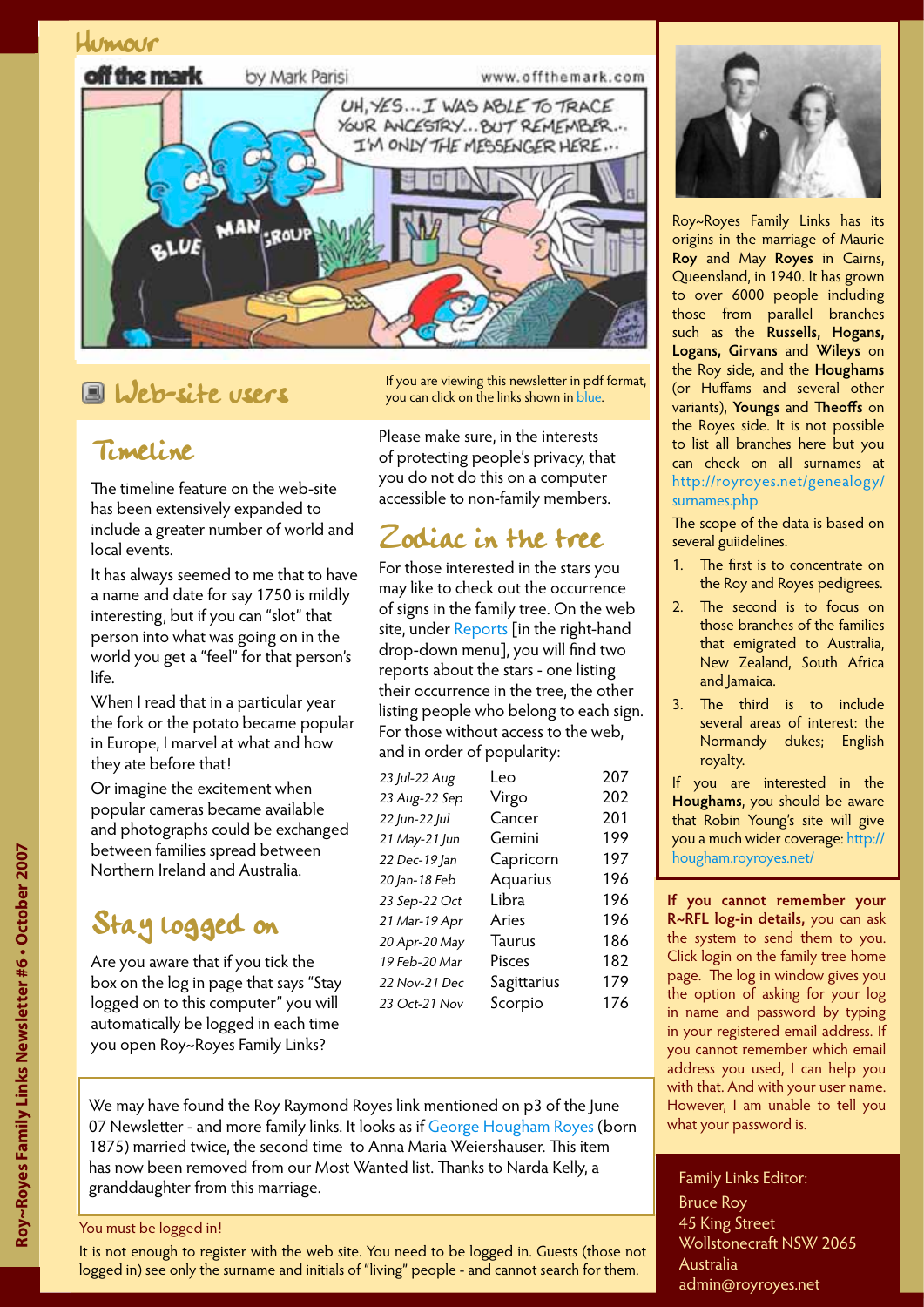## Humour

## Web-site users

If you are viewing this newsletter in pdf format, you can click on the links shown in blue.

### Timeline

The timeline feature on the web-site has been extensively expanded to include a greater number of world and local events.

It has always seemed to me that to have a name and date for say 1750 is mildly interesting, but if you can "slot" that person into what was going on in the world you get a "feel" for that person's life.

When I read that in a particular year the fork or the potato became popular in Europe, I marvel at what and how they ate before that!

Or imagine the excitement when popular cameras became available and photographs could be exchanged between families spread between Northern Ireland and Australia.

### Stay logged on

Are you aware that if you tick the box on the log in page that says "Stay logged on to this computer" you will automatically be logged in each time you open Roy~Royes Family Links?

Please make sure, in the interests of protecting people's privacy, that you do not do this on a computer accessible to non-family members.

### Zodiac in the tree

For those interested in the stars you may like to check out the occurrence of signs in the family tree. On the web site, under Reports [in the right-hand drop-down menu], you will find two reports about the stars - one listing their occurrence in the tree, the other listing people who belong to each sign. For those without access to the web, and in order of popularity:

| | | |
|---|---|---|
| *23 Jul-22 Aug* | Leo | 207 |
| *23 Aug-22 Sep* | Virgo | 202 |
| *22 Jun-22 Jul* | Cancer | 201 |
| *21 May-21 Jun* | Gemini | 199 |
| *22 Dec-19 Jan* | Capricorn | 197 |
| *20 Jan-18 Feb* | Aquarius | 196 |
| *23 Sep-22 Oct* | Libra | 196 |
| *21 Mar-19 Apr* | Aries | 196 |
| *20 Apr-20 May* | Taurus | 186 |
| *19 Feb-20 Mar* | Pisces | 182 |
| *22 Nov-21 Dec* | Sagittarius | 179 |
| *23 Oct-21 Nov* | Scorpio | 176 |

We may have found the Roy Raymond Royes link mentioned on p3 of the June 07 Newsletter - and more family links. It looks as if George Hougham Royes (born 1875) married twice, the second time to Anna Maria Weiershauser. This item has now been removed from our Most Wanted list. Thanks to Narda Kelly, a granddaughter from this marriage.

You must be logged in!

It is not enough to register with the web site. You need to be logged in. Guests (those not logged in) see only the surname and initials of "living" people - and cannot search for them.

Roy~Royes Family Links has its origins in the marriage of Maurie **Roy** and May **Royes** in Cairns, Queensland, in 1940. It has grown to over 6000 people including those from parallel branches such as the **Russells, Hogans, Logans, Girvans** and **Wileys** on the Roy side, and the **Houghams** (or Huffams and several other variants), **Youngs** and **Theoffs** on the Royes side. It is not possible to list all branches here but you can check on all surnames at http://royroyes.net/genealogy/surnames.php

The scope of the data is based on several guiidelines.

1. The first is to concentrate on the Roy and Royes pedigrees.
2. The second is to focus on those branches of the families that emigrated to Australia, New Zealand, South Africa and Jamaica.
3. The third is to include several areas of interest: the Normandy dukes; English royalty.

If you are interested in the **Houghams**, you should be aware that Robin Young's site will give you a much wider coverage: http://hougham.royroyes.net/

**If you cannot remember your R~RFL log-in details,** you can ask the system to send them to you. Click login on the family tree home page. The log in window gives you the option of asking for your log in name and password by typing in your registered email address. If you cannot remember which email address you used, I can help you with that. And with your user name. However, I am unable to tell you what your password is.

Family Links Editor:
Bruce Roy
45 King Street
Wollstonecraft NSW 2065
Australia
admin@royroyes.net